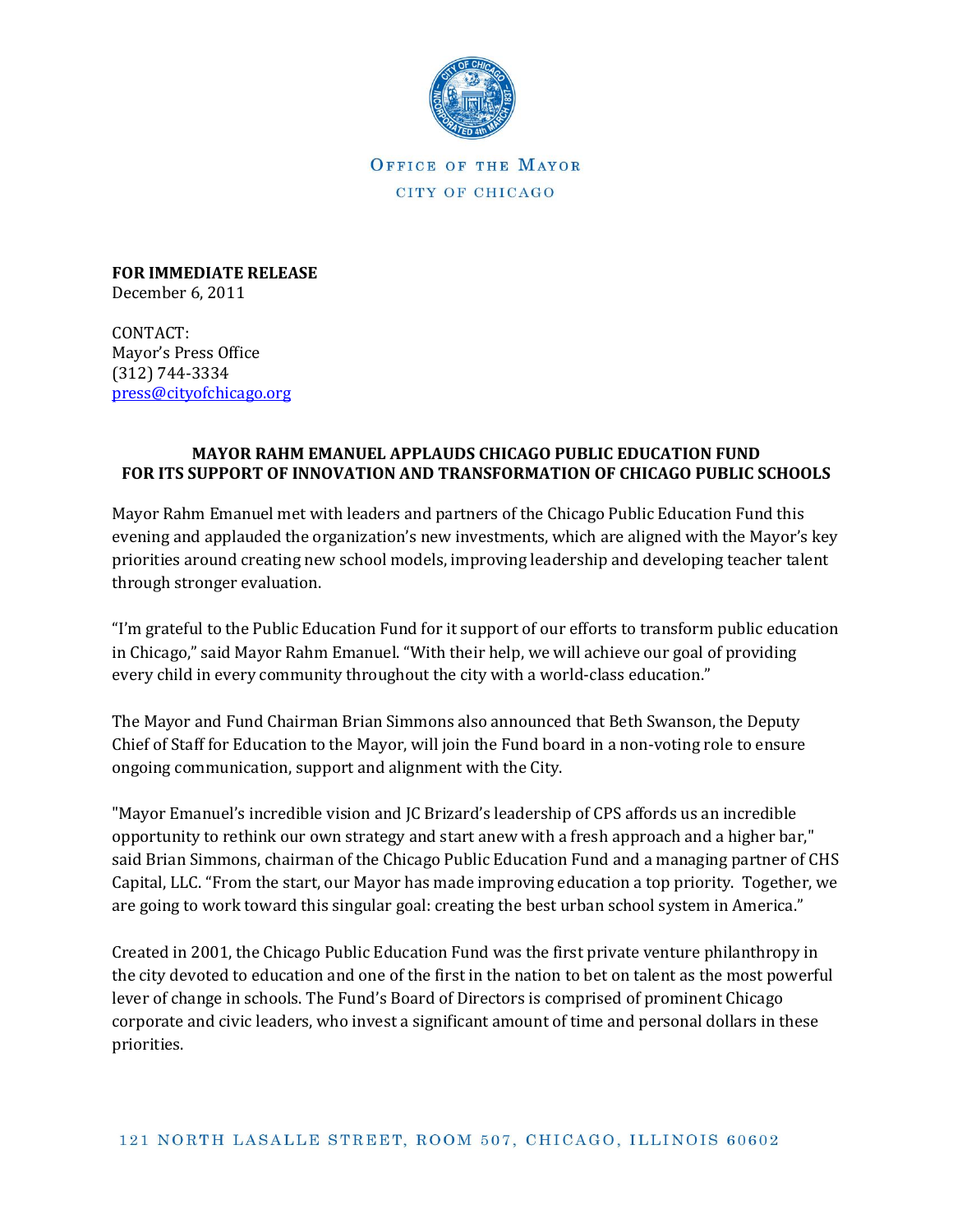OFFICE OF THE MAYOR

CITY OF CHICAGO

**FOR IMMEDIATE RELEASE**
December 6, 2011

CONTACT:
Mayor's Press Office
(312) 744-3334
press@cityofchicago.org

## MAYOR RAHM EMANUEL APPLAUDS CHICAGO PUBLIC EDUCATION FUND FOR ITS SUPPORT OF INNOVATION AND TRANSFORMATION OF CHICAGO PUBLIC SCHOOLS

Mayor Rahm Emanuel met with leaders and partners of the Chicago Public Education Fund this evening and applauded the organization's new investments, which are aligned with the Mayor's key priorities around creating new school models, improving leadership and developing teacher talent through stronger evaluation.

"I'm grateful to the Public Education Fund for it support of our efforts to transform public education in Chicago," said Mayor Rahm Emanuel. "With their help, we will achieve our goal of providing every child in every community throughout the city with a world-class education."

The Mayor and Fund Chairman Brian Simmons also announced that Beth Swanson, the Deputy Chief of Staff for Education to the Mayor, will join the Fund board in a non-voting role to ensure ongoing communication, support and alignment with the City.

"Mayor Emanuel's incredible vision and JC Brizard's leadership of CPS affords us an incredible opportunity to rethink our own strategy and start anew with a fresh approach and a higher bar," said Brian Simmons, chairman of the Chicago Public Education Fund and a managing partner of CHS Capital, LLC. "From the start, our Mayor has made improving education a top priority. Together, we are going to work toward this singular goal: creating the best urban school system in America."

Created in 2001, the Chicago Public Education Fund was the first private venture philanthropy in the city devoted to education and one of the first in the nation to bet on talent as the most powerful lever of change in schools. The Fund's Board of Directors is comprised of prominent Chicago corporate and civic leaders, who invest a significant amount of time and personal dollars in these priorities.

121 NORTH LASALLE STREET, ROOM 507, CHICAGO, ILLINOIS 60602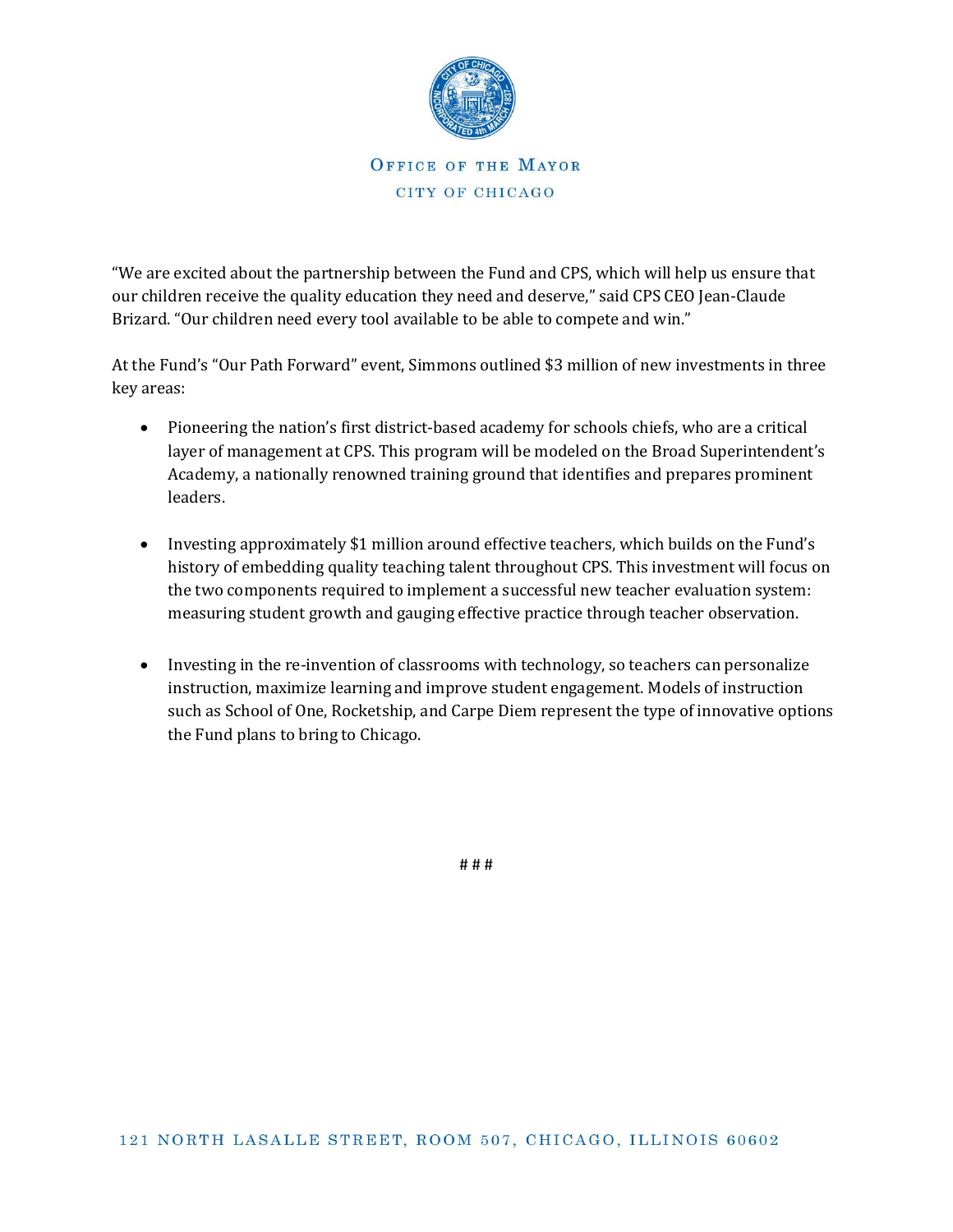"We are excited about the partnership between the Fund and CPS, which will help us ensure that our children receive the quality education they need and deserve," said CPS CEO Jean-Claude Brizard. "Our children need every tool available to be able to compete and win."

At the Fund's "Our Path Forward" event, Simmons outlined $3 million of new investments in three key areas:

- Pioneering the nation's first district-based academy for schools chiefs, who are a critical layer of management at CPS. This program will be modeled on the Broad Superintendent's Academy, a nationally renowned training ground that identifies and prepares prominent leaders.

- Investing approximately $1 million around effective teachers, which builds on the Fund's history of embedding quality teaching talent throughout CPS. This investment will focus on the two components required to implement a successful new teacher evaluation system: measuring student growth and gauging effective practice through teacher observation.

- Investing in the re-invention of classrooms with technology, so teachers can personalize instruction, maximize learning and improve student engagement. Models of instruction such as School of One, Rocketship, and Carpe Diem represent the type of innovative options the Fund plans to bring to Chicago.

# # #